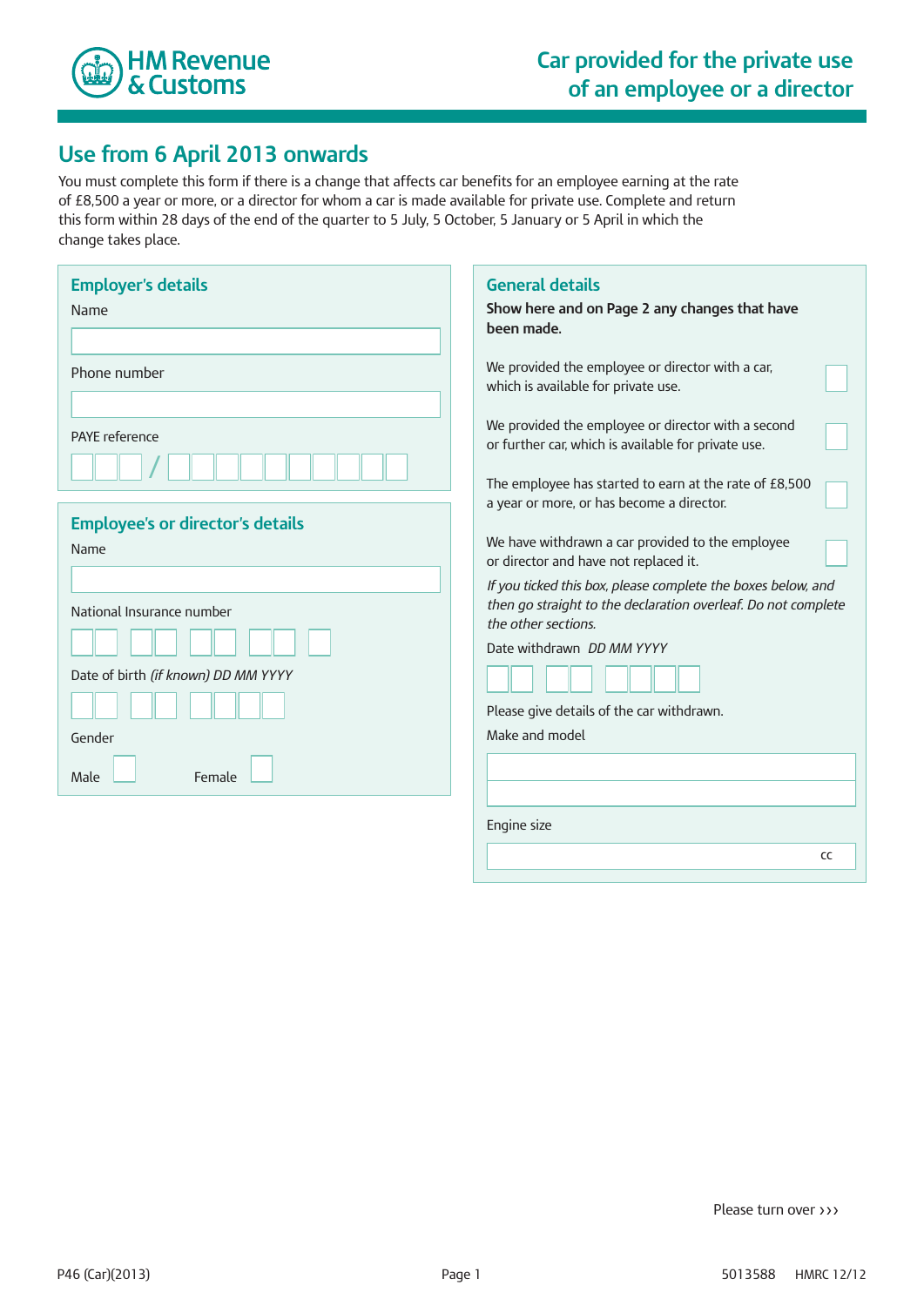HM Revenue & Customs

# Car provided for the private use of an employee or a director

## Use from 6 April 2013 onwards

You must complete this form if there is a change that affects car benefits for an employee earning at the rate of £8,500 a year or more, or a director for whom a car is made available for private use. Complete and return this form within 28 days of the end of the quarter to 5 July, 5 October, 5 January or 5 April in which the change takes place.

### Employer's details

Name

Phone number

PAYE reference

/

### Employee's or director's details

Name

National Insurance number

Date of birth *(if known) DD MM YYYY*

Gender

Male

Female

### General details

**Show here and on Page 2 any changes that have been made.**

We provided the employee or director with a car, which is available for private use.

We provided the employee or director with a second or further car, which is available for private use.

The employee has started to earn at the rate of £8,500 a year or more, or has become a director.

We have withdrawn a car provided to the employee or director and have not replaced it.

*If you ticked this box, please complete the boxes below, and then go straight to the declaration overleaf. Do not complete the other sections.*

Date withdrawn *DD MM YYYY*

Please give details of the car withdrawn.

Make and model

Engine size

cc

Please turn over ›››

P46 (Car)(2013) 5013588 HMRC 12/12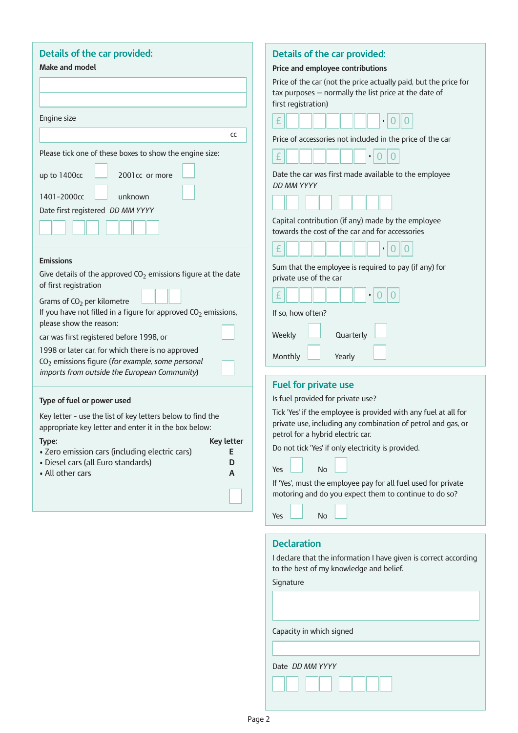## Details of the car provided:

**Make and model**

Engine size

cc

Please tick one of these boxes to show the engine size:

up to 1400cc

2001cc or more

1401-2000cc

unknown

Date first registered *DD MM YYYY*

**Emissions**

Give details of the approved $CO_2$ emissions figure at the date of first registration

Grams of $CO_2$ per kilometre

If you have not filled in a figure for approved $CO_2$ emissions, please show the reason:

car was first registered before 1998, or

1998 or later car, for which there is no approved $CO_2$ emissions figure (*for example, some personal imports from outside the European Community*)

**Type of fuel or power used**

Key letter - use the list of key letters below to find the appropriate key letter and enter it in the box below:

| Type: | Key letter |
|---|---|
| • Zero emission cars (including electric cars) | E |
| • Diesel cars (all Euro standards) | D |
| • All other cars | A |

## Details of the car provided:

**Price and employee contributions**

Price of the car (not the price actually paid, but the price for tax purposes – normally the list price at the date of first registration)

£ . 0 0

Price of accessories not included in the price of the car

£ . 0 0

Date the car was first made available to the employee
*DD MM YYYY*

Capital contribution (if any) made by the employee towards the cost of the car and for accessories

£ . 0 0

Sum that the employee is required to pay (if any) for private use of the car

£ . 0 0

If so, how often?

Weekly

Quarterly

Monthly

Yearly

## Fuel for private use

Is fuel provided for private use?

Tick 'Yes' if the employee is provided with any fuel at all for private use, including any combination of petrol and gas, or petrol for a hybrid electric car.

Do not tick 'Yes' if only electricity is provided.

Yes No

If 'Yes', must the employee pay for all fuel used for private motoring and do you expect them to continue to do so?

Yes No

## Declaration

I declare that the information I have given is correct according to the best of my knowledge and belief.

Signature

Capacity in which signed

Date *DD MM YYYY*